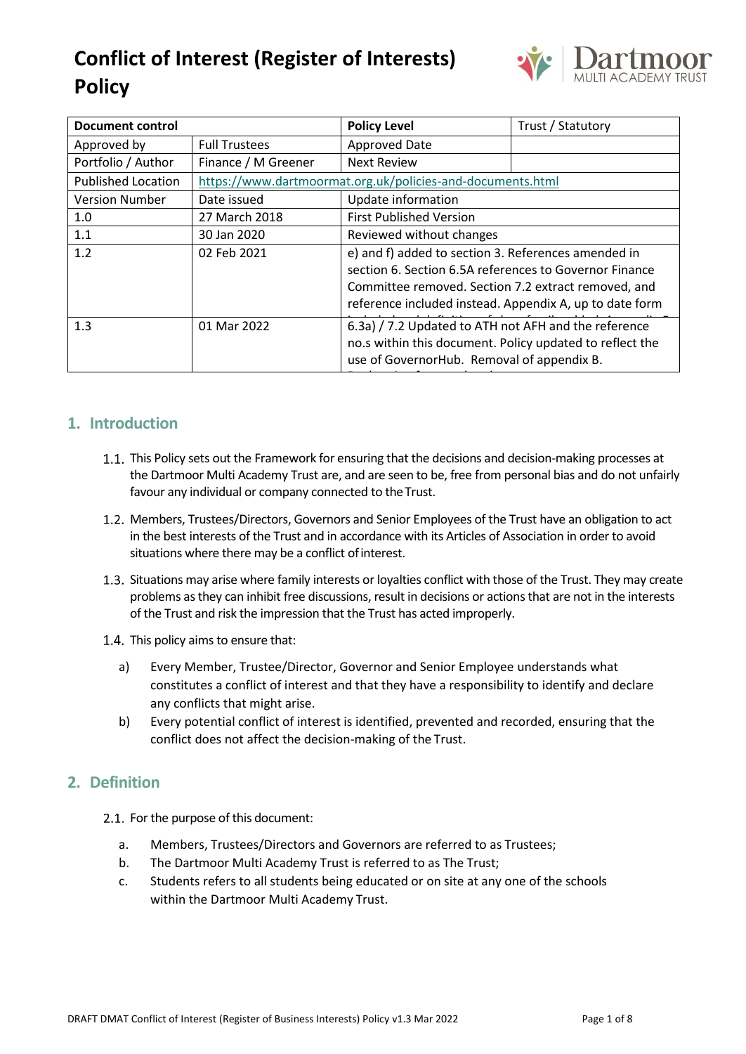# Conflict of Interest (Register of Interests) Policy

| Document control | | Policy Level | Trust / Statutory |
|---|---|---|---|
| Approved by | Full Trustees | Approved Date | |
| Portfolio / Author | Finance / M Greener | Next Review | |
| Published Location | https://www.dartmoormat.org.uk/policies-and-documents.html | | |
| Version Number | Date issued | Update information | |
| 1.0 | 27 March 2018 | First Published Version | |
| 1.1 | 30 Jan 2020 | Reviewed without changes | |
| 1.2 | 02 Feb 2021 | e) and f) added to section 3. References amended in section 6. Section 6.5A references to Governor Finance Committee removed. Section 7.2 extract removed, and reference included instead. Appendix A, up to date form | |
| 1.3 | 01 Mar 2022 | 6.3a) / 7.2 Updated to ATH not AFH and the reference no.s within this document. Policy updated to reflect the use of GovernorHub. Removal of appendix B. | |

## 1. Introduction

1.1. This Policy sets out the Framework for ensuring that the decisions and decision-making processes at the Dartmoor Multi Academy Trust are, and are seen to be, free from personal bias and do not unfairly favour any individual or company connected to the Trust.

1.2. Members, Trustees/Directors, Governors and Senior Employees of the Trust have an obligation to act in the best interests of the Trust and in accordance with its Articles of Association in order to avoid situations where there may be a conflict of interest.

1.3. Situations may arise where family interests or loyalties conflict with those of the Trust. They may create problems as they can inhibit free discussions, result in decisions or actions that are not in the interests of the Trust and risk the impression that the Trust has acted improperly.

1.4. This policy aims to ensure that:

a) Every Member, Trustee/Director, Governor and Senior Employee understands what constitutes a conflict of interest and that they have a responsibility to identify and declare any conflicts that might arise.

b) Every potential conflict of interest is identified, prevented and recorded, ensuring that the conflict does not affect the decision-making of the Trust.

## 2. Definition

2.1. For the purpose of this document:

a. Members, Trustees/Directors and Governors are referred to as Trustees;

b. The Dartmoor Multi Academy Trust is referred to as The Trust;

c. Students refers to all students being educated or on site at any one of the schools within the Dartmoor Multi Academy Trust.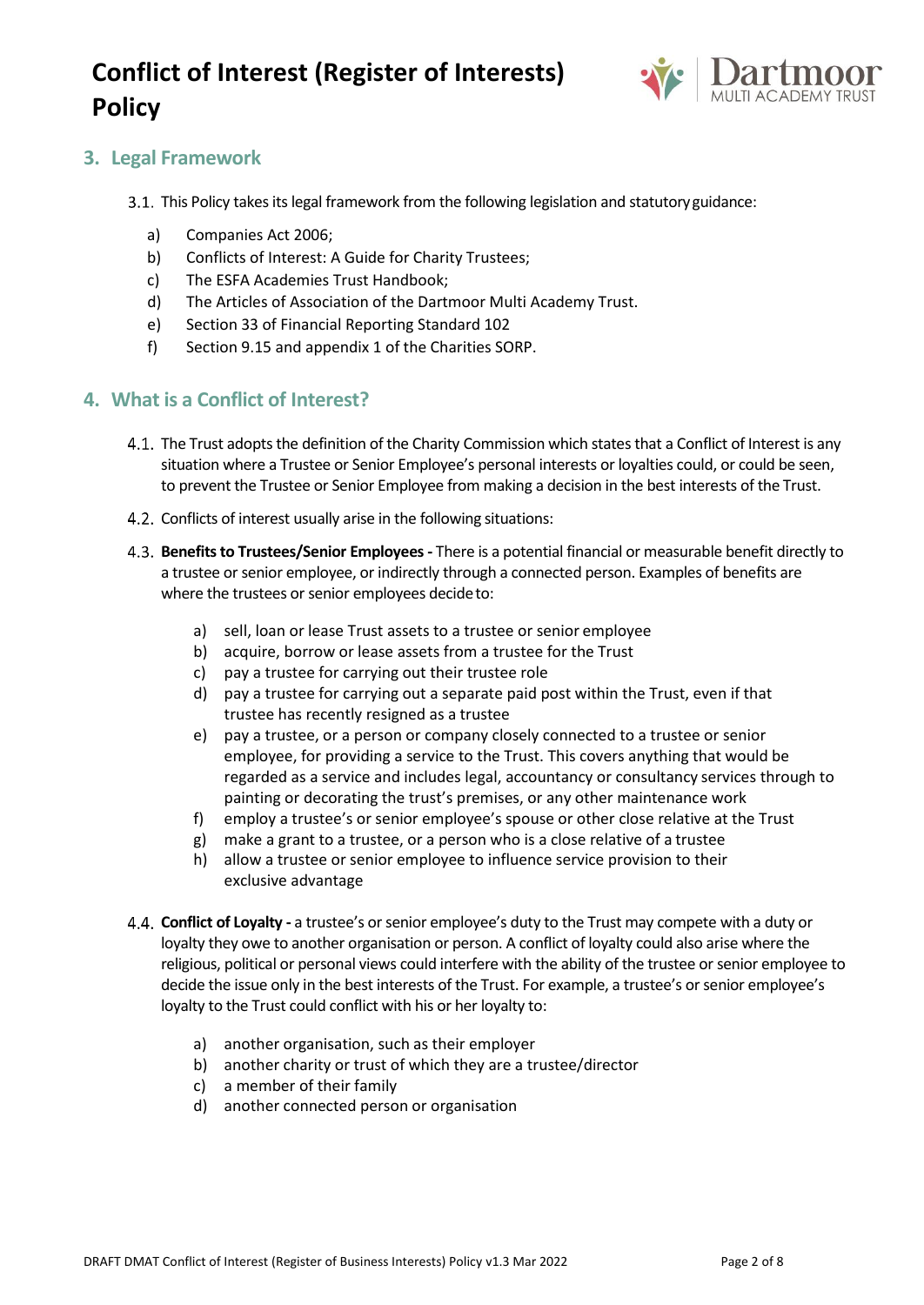## 3. Legal Framework

3.1. This Policy takes its legal framework from the following legislation and statutory guidance:

a) Companies Act 2006;
b) Conflicts of Interest: A Guide for Charity Trustees;
c) The ESFA Academies Trust Handbook;
d) The Articles of Association of the Dartmoor Multi Academy Trust.
e) Section 33 of Financial Reporting Standard 102
f) Section 9.15 and appendix 1 of the Charities SORP.

## 4. What is a Conflict of Interest?

4.1. The Trust adopts the definition of the Charity Commission which states that a Conflict of Interest is any situation where a Trustee or Senior Employee's personal interests or loyalties could, or could be seen, to prevent the Trustee or Senior Employee from making a decision in the best interests of the Trust.

4.2. Conflicts of interest usually arise in the following situations:

4.3. **Benefits to Trustees/Senior Employees -** There is a potential financial or measurable benefit directly to a trustee or senior employee, or indirectly through a connected person. Examples of benefits are where the trustees or senior employees decide to:

a) sell, loan or lease Trust assets to a trustee or senior employee
b) acquire, borrow or lease assets from a trustee for the Trust
c) pay a trustee for carrying out their trustee role
d) pay a trustee for carrying out a separate paid post within the Trust, even if that trustee has recently resigned as a trustee
e) pay a trustee, or a person or company closely connected to a trustee or senior employee, for providing a service to the Trust. This covers anything that would be regarded as a service and includes legal, accountancy or consultancy services through to painting or decorating the trust's premises, or any other maintenance work
f) employ a trustee's or senior employee's spouse or other close relative at the Trust
g) make a grant to a trustee, or a person who is a close relative of a trustee
h) allow a trustee or senior employee to influence service provision to their exclusive advantage

4.4. **Conflict of Loyalty -** a trustee's or senior employee's duty to the Trust may compete with a duty or loyalty they owe to another organisation or person. A conflict of loyalty could also arise where the religious, political or personal views could interfere with the ability of the trustee or senior employee to decide the issue only in the best interests of the Trust. For example, a trustee's or senior employee's loyalty to the Trust could conflict with his or her loyalty to:

a) another organisation, such as their employer
b) another charity or trust of which they are a trustee/director
c) a member of their family
d) another connected person or organisation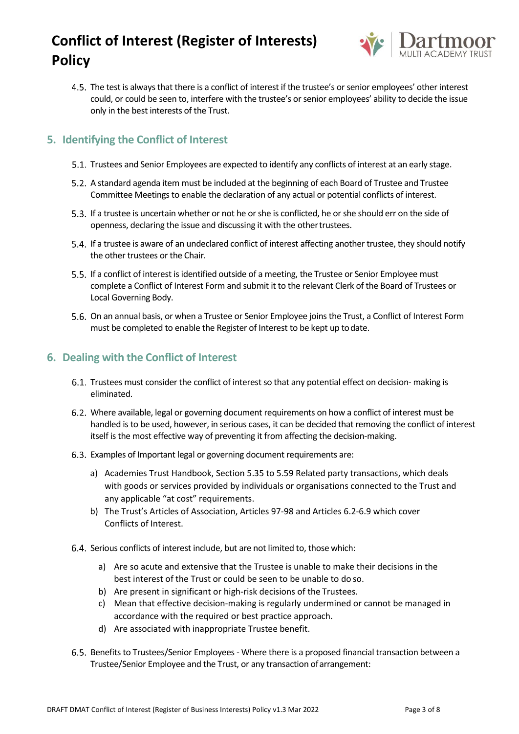4.5. The test is always that there is a conflict of interest if the trustee's or senior employees' other interest could, or could be seen to, interfere with the trustee's or senior employees' ability to decide the issue only in the best interests of the Trust.

## 5. Identifying the Conflict of Interest

5.1. Trustees and Senior Employees are expected to identify any conflicts of interest at an early stage.

5.2. A standard agenda item must be included at the beginning of each Board of Trustee and Trustee Committee Meetings to enable the declaration of any actual or potential conflicts of interest.

5.3. If a trustee is uncertain whether or not he or she is conflicted, he or she should err on the side of openness, declaring the issue and discussing it with the other trustees.

5.4. If a trustee is aware of an undeclared conflict of interest affecting another trustee, they should notify the other trustees or the Chair.

5.5. If a conflict of interest is identified outside of a meeting, the Trustee or Senior Employee must complete a Conflict of Interest Form and submit it to the relevant Clerk of the Board of Trustees or Local Governing Body.

5.6. On an annual basis, or when a Trustee or Senior Employee joins the Trust, a Conflict of Interest Form must be completed to enable the Register of Interest to be kept up to date.

## 6. Dealing with the Conflict of Interest

6.1. Trustees must consider the conflict of interest so that any potential effect on decision- making is eliminated.

6.2. Where available, legal or governing document requirements on how a conflict of interest must be handled is to be used, however, in serious cases, it can be decided that removing the conflict of interest itself is the most effective way of preventing it from affecting the decision-making.

6.3. Examples of Important legal or governing document requirements are:

a) Academies Trust Handbook, Section 5.35 to 5.59 Related party transactions, which deals with goods or services provided by individuals or organisations connected to the Trust and any applicable "at cost" requirements.
b) The Trust's Articles of Association, Articles 97-98 and Articles 6.2-6.9 which cover Conflicts of Interest.

6.4. Serious conflicts of interest include, but are not limited to, those which:

a) Are so acute and extensive that the Trustee is unable to make their decisions in the best interest of the Trust or could be seen to be unable to do so.
b) Are present in significant or high-risk decisions of the Trustees.
c) Mean that effective decision-making is regularly undermined or cannot be managed in accordance with the required or best practice approach.
d) Are associated with inappropriate Trustee benefit.

6.5. Benefits to Trustees/Senior Employees - Where there is a proposed financial transaction between a Trustee/Senior Employee and the Trust, or any transaction of arrangement: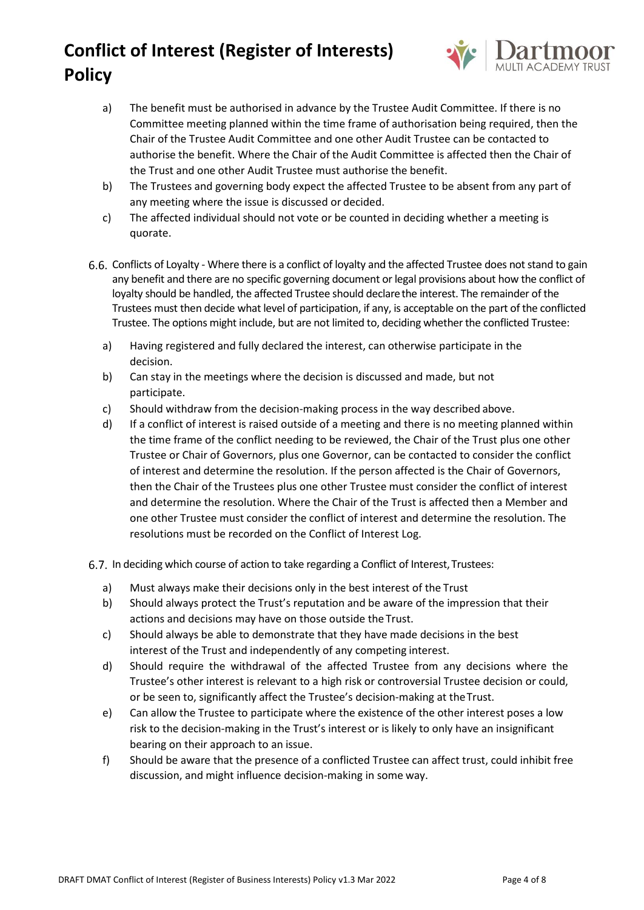a) The benefit must be authorised in advance by the Trustee Audit Committee. If there is no Committee meeting planned within the time frame of authorisation being required, then the Chair of the Trustee Audit Committee and one other Audit Trustee can be contacted to authorise the benefit. Where the Chair of the Audit Committee is affected then the Chair of the Trust and one other Audit Trustee must authorise the benefit.
b) The Trustees and governing body expect the affected Trustee to be absent from any part of any meeting where the issue is discussed or decided.
c) The affected individual should not vote or be counted in deciding whether a meeting is quorate.

6.6. Conflicts of Loyalty - Where there is a conflict of loyalty and the affected Trustee does not stand to gain any benefit and there are no specific governing document or legal provisions about how the conflict of loyalty should be handled, the affected Trustee should declare the interest. The remainder of the Trustees must then decide what level of participation, if any, is acceptable on the part of the conflicted Trustee. The options might include, but are not limited to, deciding whether the conflicted Trustee:

a) Having registered and fully declared the interest, can otherwise participate in the decision.
b) Can stay in the meetings where the decision is discussed and made, but not participate.
c) Should withdraw from the decision-making process in the way described above.
d) If a conflict of interest is raised outside of a meeting and there is no meeting planned within the time frame of the conflict needing to be reviewed, the Chair of the Trust plus one other Trustee or Chair of Governors, plus one Governor, can be contacted to consider the conflict of interest and determine the resolution. If the person affected is the Chair of Governors, then the Chair of the Trustees plus one other Trustee must consider the conflict of interest and determine the resolution. Where the Chair of the Trust is affected then a Member and one other Trustee must consider the conflict of interest and determine the resolution. The resolutions must be recorded on the Conflict of Interest Log.

6.7. In deciding which course of action to take regarding a Conflict of Interest, Trustees:

a) Must always make their decisions only in the best interest of the Trust
b) Should always protect the Trust's reputation and be aware of the impression that their actions and decisions may have on those outside the Trust.
c) Should always be able to demonstrate that they have made decisions in the best interest of the Trust and independently of any competing interest.
d) Should require the withdrawal of the affected Trustee from any decisions where the Trustee's other interest is relevant to a high risk or controversial Trustee decision or could, or be seen to, significantly affect the Trustee's decision-making at the Trust.
e) Can allow the Trustee to participate where the existence of the other interest poses a low risk to the decision-making in the Trust's interest or is likely to only have an insignificant bearing on their approach to an issue.
f) Should be aware that the presence of a conflicted Trustee can affect trust, could inhibit free discussion, and might influence decision-making in some way.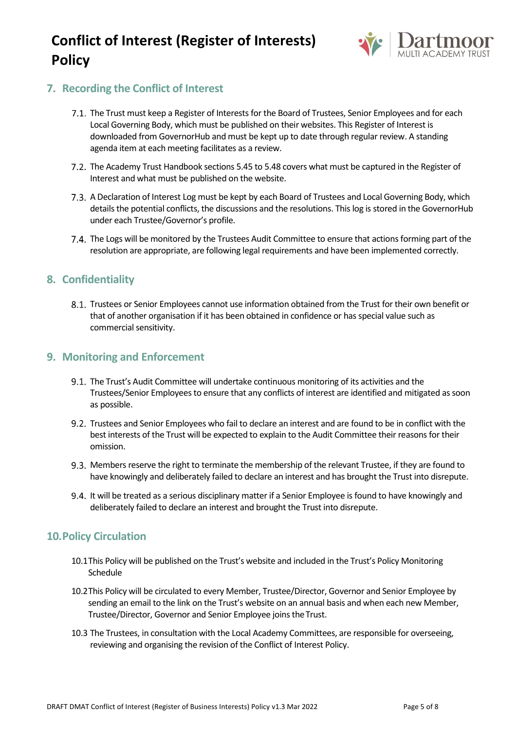## 7. Recording the Conflict of Interest

7.1. The Trust must keep a Register of Interests for the Board of Trustees, Senior Employees and for each Local Governing Body, which must be published on their websites. This Register of Interest is downloaded from GovernorHub and must be kept up to date through regular review. A standing agenda item at each meeting facilitates as a review.

7.2. The Academy Trust Handbook sections 5.45 to 5.48 covers what must be captured in the Register of Interest and what must be published on the website.

7.3. A Declaration of Interest Log must be kept by each Board of Trustees and Local Governing Body, which details the potential conflicts, the discussions and the resolutions. This log is stored in the GovernorHub under each Trustee/Governor's profile.

7.4. The Logs will be monitored by the Trustees Audit Committee to ensure that actions forming part of the resolution are appropriate, are following legal requirements and have been implemented correctly.

## 8. Confidentiality

8.1. Trustees or Senior Employees cannot use information obtained from the Trust for their own benefit or that of another organisation if it has been obtained in confidence or has special value such as commercial sensitivity.

## 9. Monitoring and Enforcement

9.1. The Trust's Audit Committee will undertake continuous monitoring of its activities and the Trustees/Senior Employees to ensure that any conflicts of interest are identified and mitigated as soon as possible.

9.2. Trustees and Senior Employees who fail to declare an interest and are found to be in conflict with the best interests of the Trust will be expected to explain to the Audit Committee their reasons for their omission.

9.3. Members reserve the right to terminate the membership of the relevant Trustee, if they are found to have knowingly and deliberately failed to declare an interest and has brought the Trust into disrepute.

9.4. It will be treated as a serious disciplinary matter if a Senior Employee is found to have knowingly and deliberately failed to declare an interest and brought the Trust into disrepute.

## 10. Policy Circulation

10.1 This Policy will be published on the Trust's website and included in the Trust's Policy Monitoring Schedule

10.2 This Policy will be circulated to every Member, Trustee/Director, Governor and Senior Employee by sending an email to the link on the Trust's website on an annual basis and when each new Member, Trustee/Director, Governor and Senior Employee joins the Trust.

10.3 The Trustees, in consultation with the Local Academy Committees, are responsible for overseeing, reviewing and organising the revision of the Conflict of Interest Policy.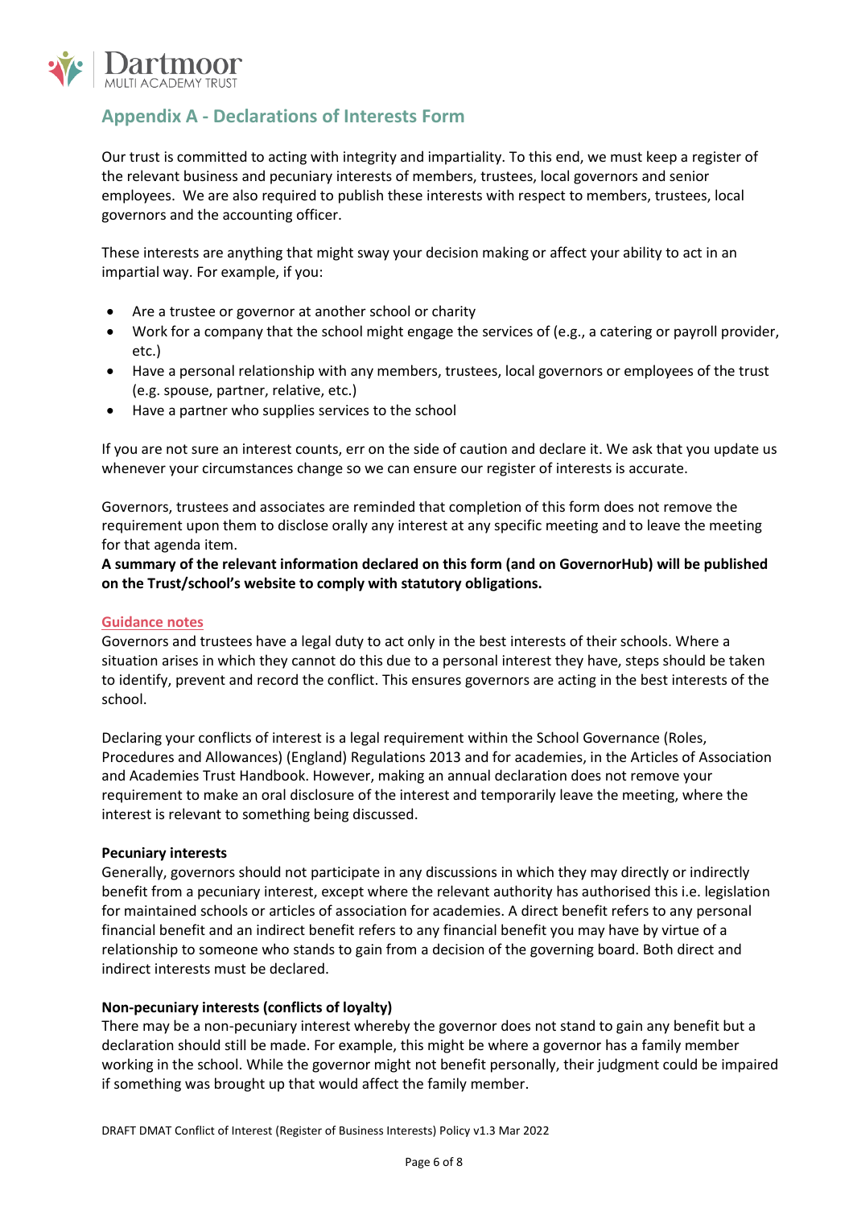## Appendix A - Declarations of Interests Form

Our trust is committed to acting with integrity and impartiality. To this end, we must keep a register of the relevant business and pecuniary interests of members, trustees, local governors and senior employees. We are also required to publish these interests with respect to members, trustees, local governors and the accounting officer.

These interests are anything that might sway your decision making or affect your ability to act in an impartial way. For example, if you:

- Are a trustee or governor at another school or charity
- Work for a company that the school might engage the services of (e.g., a catering or payroll provider, etc.)
- Have a personal relationship with any members, trustees, local governors or employees of the trust (e.g. spouse, partner, relative, etc.)
- Have a partner who supplies services to the school

If you are not sure an interest counts, err on the side of caution and declare it. We ask that you update us whenever your circumstances change so we can ensure our register of interests is accurate.

Governors, trustees and associates are reminded that completion of this form does not remove the requirement upon them to disclose orally any interest at any specific meeting and to leave the meeting for that agenda item.

**A summary of the relevant information declared on this form (and on GovernorHub) will be published on the Trust/school's website to comply with statutory obligations.**

### Guidance notes

Governors and trustees have a legal duty to act only in the best interests of their schools. Where a situation arises in which they cannot do this due to a personal interest they have, steps should be taken to identify, prevent and record the conflict. This ensures governors are acting in the best interests of the school.

Declaring your conflicts of interest is a legal requirement within the School Governance (Roles, Procedures and Allowances) (England) Regulations 2013 and for academies, in the Articles of Association and Academies Trust Handbook. However, making an annual declaration does not remove your requirement to make an oral disclosure of the interest and temporarily leave the meeting, where the interest is relevant to something being discussed.

**Pecuniary interests**

Generally, governors should not participate in any discussions in which they may directly or indirectly benefit from a pecuniary interest, except where the relevant authority has authorised this i.e. legislation for maintained schools or articles of association for academies. A direct benefit refers to any personal financial benefit and an indirect benefit refers to any financial benefit you may have by virtue of a relationship to someone who stands to gain from a decision of the governing board. Both direct and indirect interests must be declared.

**Non-pecuniary interests (conflicts of loyalty)**

There may be a non-pecuniary interest whereby the governor does not stand to gain any benefit but a declaration should still be made. For example, this might be where a governor has a family member working in the school. While the governor might not benefit personally, their judgment could be impaired if something was brought up that would affect the family member.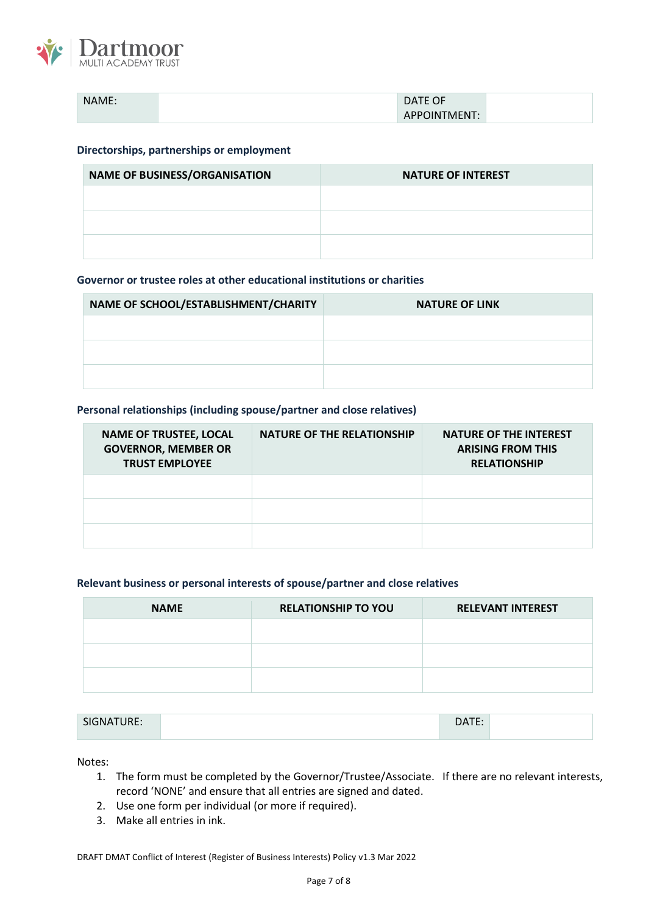| NAME: | | DATE OF APPOINTMENT: | |
|---|---|---|---|

**Directorships, partnerships or employment**

| NAME OF BUSINESS/ORGANISATION | NATURE OF INTEREST |
|---|---|
| | |
| | |
| | |

**Governor or trustee roles at other educational institutions or charities**

| NAME OF SCHOOL/ESTABLISHMENT/CHARITY | NATURE OF LINK |
|---|---|
| | |
| | |
| | |

**Personal relationships (including spouse/partner and close relatives)**

| NAME OF TRUSTEE, LOCAL GOVERNOR, MEMBER OR TRUST EMPLOYEE | NATURE OF THE RELATIONSHIP | NATURE OF THE INTEREST ARISING FROM THIS RELATIONSHIP |
|---|---|---|
| | | |
| | | |
| | | |

**Relevant business or personal interests of spouse/partner and close relatives**

| NAME | RELATIONSHIP TO YOU | RELEVANT INTEREST |
|---|---|---|
| | | |
| | | |
| | | |

| SIGNATURE: | | DATE: | |
|---|---|---|---|

Notes:

1. The form must be completed by the Governor/Trustee/Associate. If there are no relevant interests, record 'NONE' and ensure that all entries are signed and dated.
2. Use one form per individual (or more if required).
3. Make all entries in ink.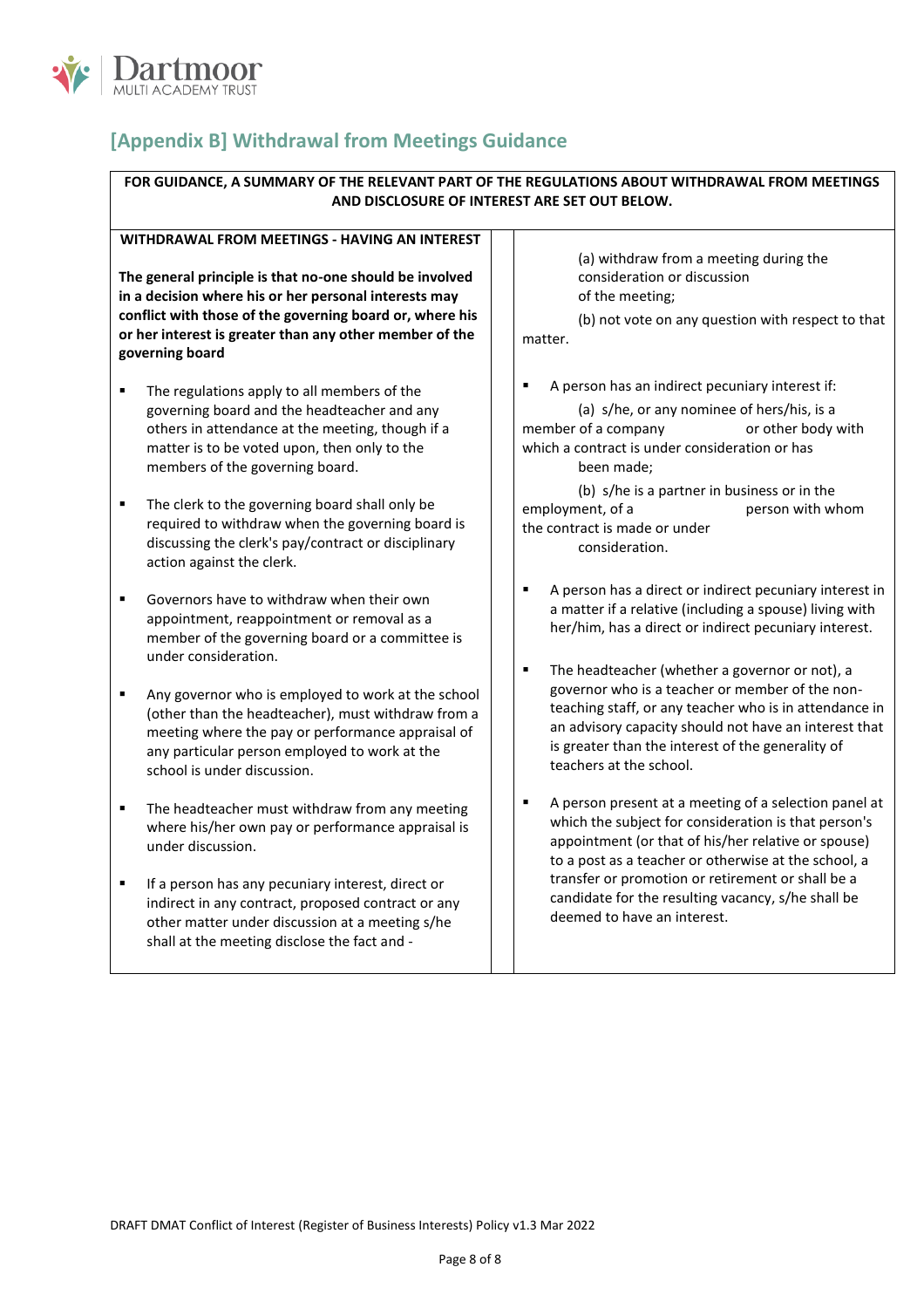## [Appendix B] Withdrawal from Meetings Guidance

**FOR GUIDANCE, A SUMMARY OF THE RELEVANT PART OF THE REGULATIONS ABOUT WITHDRAWAL FROM MEETINGS AND DISCLOSURE OF INTEREST ARE SET OUT BELOW.**

**WITHDRAWAL FROM MEETINGS - HAVING AN INTEREST**

**The general principle is that no-one should be involved in a decision where his or her personal interests may conflict with those of the governing board or, where his or her interest is greater than any other member of the governing board**

- The regulations apply to all members of the governing board and the headteacher and any others in attendance at the meeting, though if a matter is to be voted upon, then only to the members of the governing board.
- The clerk to the governing board shall only be required to withdraw when the governing board is discussing the clerk's pay/contract or disciplinary action against the clerk.
- Governors have to withdraw when their own appointment, reappointment or removal as a member of the governing board or a committee is under consideration.
- Any governor who is employed to work at the school (other than the headteacher), must withdraw from a meeting where the pay or performance appraisal of any particular person employed to work at the school is under discussion.
- The headteacher must withdraw from any meeting where his/her own pay or performance appraisal is under discussion.
- If a person has any pecuniary interest, direct or indirect in any contract, proposed contract or any other matter under discussion at a meeting s/he shall at the meeting disclose the fact and -

  (a) withdraw from a meeting during the consideration or discussion of the meeting;

  (b) not vote on any question with respect to that matter.

- A person has an indirect pecuniary interest if:

  (a) s/he, or any nominee of hers/his, is a member of a company or other body with which a contract is under consideration or has been made;

  (b) s/he is a partner in business or in the employment, of a person with whom the contract is made or under consideration.

- A person has a direct or indirect pecuniary interest in a matter if a relative (including a spouse) living with her/him, has a direct or indirect pecuniary interest.
- The headteacher (whether a governor or not), a governor who is a teacher or member of the non-teaching staff, or any teacher who is in attendance in an advisory capacity should not have an interest that is greater than the interest of the generality of teachers at the school.
- A person present at a meeting of a selection panel at which the subject for consideration is that person's appointment (or that of his/her relative or spouse) to a post as a teacher or otherwise at the school, a transfer or promotion or retirement or shall be a candidate for the resulting vacancy, s/he shall be deemed to have an interest.